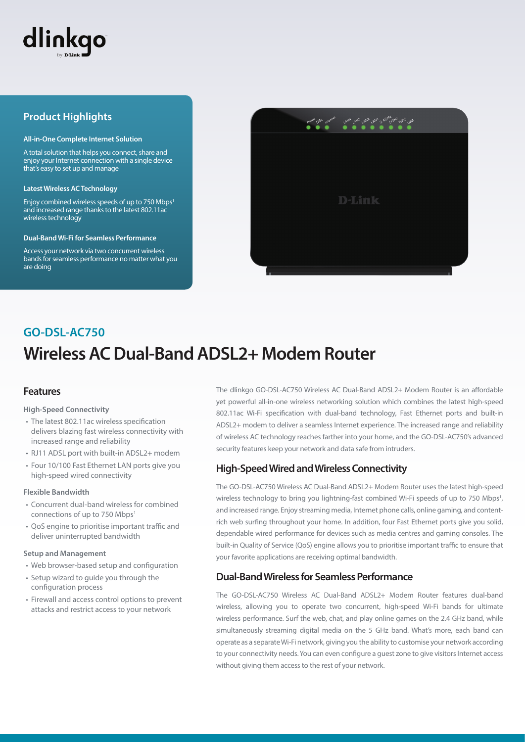dlinkgo

by D-Link

## Product Highlights

**All-in-One Complete Internet Solution**

A total solution that helps you connect, share and enjoy your Internet connection with a single device that's easy to set up and manage

**Latest Wireless AC Technology**

Enjoy combined wireless speeds of up to 750 Mbps[1] and increased range thanks to the latest 802.11ac wireless technology

**Dual-Band Wi-Fi for Seamless Performance**

Access your network via two concurrent wireless bands for seamless performance no matter what you are doing

## GO-DSL-AC750

# Wireless AC Dual-Band ADSL2+ Modem Router

## Features

**High-Speed Connectivity**

- The latest 802.11ac wireless specification delivers blazing fast wireless connectivity with increased range and reliability
- RJ11 ADSL port with built-in ADSL2+ modem
- Four 10/100 Fast Ethernet LAN ports give you high-speed wired connectivity

**Flexible Bandwidth**

- Concurrent dual-band wireless for combined connections of up to 750 Mbps[1]
- QoS engine to prioritise important traffic and deliver uninterrupted bandwidth

**Setup and Management**

- Web browser-based setup and configuration
- Setup wizard to guide you through the configuration process
- Firewall and access control options to prevent attacks and restrict access to your network

The dlinkgo GO-DSL-AC750 Wireless AC Dual-Band ADSL2+ Modem Router is an affordable yet powerful all-in-one wireless networking solution which combines the latest high-speed 802.11ac Wi-Fi specification with dual-band technology, Fast Ethernet ports and built-in ADSL2+ modem to deliver a seamless Internet experience. The increased range and reliability of wireless AC technology reaches farther into your home, and the GO-DSL-AC750's advanced security features keep your network and data safe from intruders.

## High-Speed Wired and Wireless Connectivity

The GO-DSL-AC750 Wireless AC Dual-Band ADSL2+ Modem Router uses the latest high-speed wireless technology to bring you lightning-fast combined Wi-Fi speeds of up to 750 Mbps[1], and increased range. Enjoy streaming media, Internet phone calls, online gaming, and content-rich web surfing throughout your home. In addition, four Fast Ethernet ports give you solid, dependable wired performance for devices such as media centres and gaming consoles. The built-in Quality of Service (QoS) engine allows you to prioritise important traffic to ensure that your favorite applications are receiving optimal bandwidth.

## Dual-Band Wireless for Seamless Performance

The GO-DSL-AC750 Wireless AC Dual-Band ADSL2+ Modem Router features dual-band wireless, allowing you to operate two concurrent, high-speed Wi-Fi bands for ultimate wireless performance. Surf the web, chat, and play online games on the 2.4 GHz band, while simultaneously streaming digital media on the 5 GHz band. What's more, each band can operate as a separate Wi-Fi network, giving you the ability to customise your network according to your connectivity needs. You can even configure a guest zone to give visitors Internet access without giving them access to the rest of your network.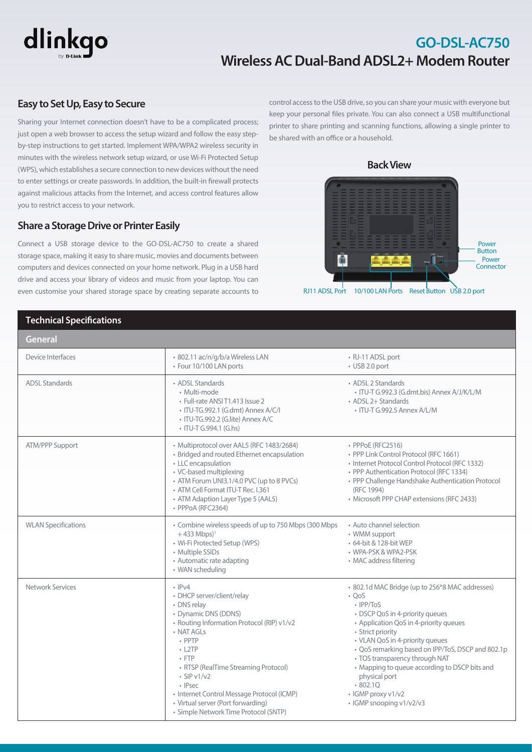# GO-DSL-AC750

## Wireless AC Dual-Band ADSL2+ Modem Router

### Easy to Set Up, Easy to Secure

Sharing your Internet connection doesn't have to be a complicated process; just open a web browser to access the setup wizard and follow the easy step-by-step instructions to get started. Implement WPA/WPA2 wireless security in minutes with the wireless network setup wizard, or use Wi-Fi Protected Setup (WPS), which establishes a secure connection to new devices without the need to enter settings or create passwords. In addition, the built-in firewall protects against malicious attacks from the Internet, and access control features allow you to restrict access to your network.

### Share a Storage Drive or Printer Easily

Connect a USB storage device to the GO-DSL-AC750 to create a shared storage space, making it easy to share music, movies and documents between computers and devices connected on your home network. Plug in a USB hard drive and access your library of videos and music from your laptop. You can even customise your shared storage space by creating separate accounts to control access to the USB drive, so you can share your music with everyone but keep your personal files private. You can also connect a USB multifunctional printer to share printing and scanning functions, allowing a single printer to be shared with an office or a household.

### Back View

Power Button
Power Connector
RJ11 ADSL Port
10/100 LAN Ports
Reset Button
USB 2.0 port

## Technical Specifications

### General

| | | |
|---|---|---|
| Device Interfaces | • 802.11 ac/n/g/b/a Wireless LAN<br>• Four 10/100 LAN ports | • RJ-11 ADSL port<br>• USB 2.0 port |
| ADSL Standards | • ADSL Standards<br>  • Multi-mode<br>  • Full-rate ANSI T1.413 Issue 2<br>  • ITU-TG.992.1 (G.dmt) Annex A/C/I<br>  • ITU-TG.992.2 (G.lite) Annex A/C<br>  • ITU-T G.994.1 (G.hs) | • ADSL 2 Standards<br>  • ITU-T G.992.3 (G.dmt.bis) Annex A/J/K/L/M<br>• ADSL 2+ Standards<br>  • ITU-T G.992.5 Annex A/L/M |
| ATM/PPP Support | • Multiprotocol over AAL5 (RFC 1483/2684)<br>• Bridged and routed Ethernet encapsulation<br>• LLC encapsulation<br>• VC-based multiplexing<br>• ATM Forum UNI3.1/4.0 PVC (up to 8 PVCs)<br>• ATM Cell Format ITU-T Rec. I.361<br>• ATM Adaption Layer Type 5 (AAL5)<br>• PPPoA (RFC2364) | • PPPoE (RFC2516)<br>• PPP Link Control Protocol (RFC 1661)<br>• Internet Protocol Control Protocol (RFC 1332)<br>• PPP Authentication Protocol (RFC 1334)<br>• PPP Challenge Handshake Authentication Protocol (RFC 1994)<br>• Microsoft PPP CHAP extensions (RFC 2433) |
| WLAN Specifications | • Combine wireless speeds of up to 750 Mbps (300 Mbps + 433 Mbps)[1]<br>• Wi-Fi Protected Setup (WPS)<br>• Multiple SSIDs<br>• Automatic rate adapting<br>• WAN scheduling | • Auto channel selection<br>• WMM support<br>• 64-bit & 128-bit WEP<br>• WPA-PSK & WPA2-PSK<br>• MAC address filtering |
| Network Services | • IPv4<br>• DHCP server/client/relay<br>• DNS relay<br>• Dynamic DNS (DDNS)<br>• Routing Information Protocol (RIP) v1/v2<br>• NAT AGLs<br>  • PPTP<br>  • L2TP<br>  • FTP<br>  • RTSP (RealTime Streaming Protocol)<br>  • SIP v1/v2<br>  • IPsec<br>• Internet Control Message Protocol (ICMP)<br>• Virtual server (Port forwarding)<br>• Simple Network Time Protocol (SNTP) | • 802.1d MAC Bridge (up to 256*8 MAC addresses)<br>• QoS<br>  • IPP/ToS<br>  • DSCP QoS in 4-priority queues<br>  • Application QoS in 4-priority queues<br>  • Strict priority<br>  • VLAN QoS in 4-priority queues<br>  • QoS remarking based on IPP/ToS, DSCP and 802.1p<br>  • TOS transparency through NAT<br>  • Mapping to queue according to DSCP bits and physical port<br>  • 802.1Q<br>• IGMP proxy v1/v2<br>• IGMP snooping v1/v2/v3 |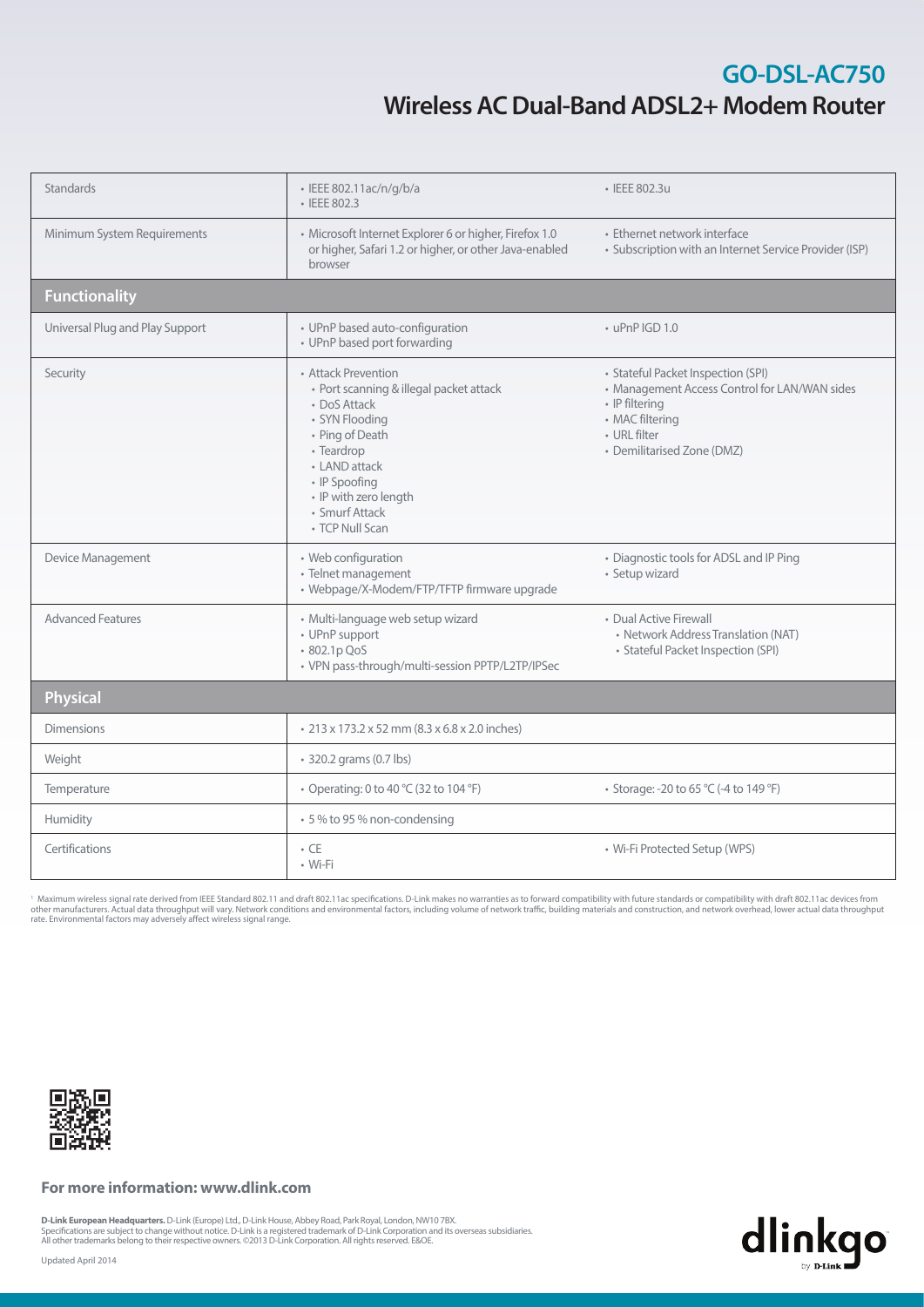## GO-DSL-AC750

# Wireless AC Dual-Band ADSL2+ Modem Router

| | | |
|---|---|---|
| Standards | • IEEE 802.11ac/n/g/b/a<br>• IEEE 802.3 | • IEEE 802.3u |
| Minimum System Requirements | • Microsoft Internet Explorer 6 or higher, Firefox 1.0 or higher, Safari 1.2 or higher, or other Java-enabled browser | • Ethernet network interface<br>• Subscription with an Internet Service Provider (ISP) |
| **Functionality** | | |
| Universal Plug and Play Support | • UPnP based auto-configuration<br>• UPnP based port forwarding | • uPnP IGD 1.0 |
| Security | • Attack Prevention<br>• Port scanning & illegal packet attack<br>• DoS Attack<br>• SYN Flooding<br>• Ping of Death<br>• Teardrop<br>• LAND attack<br>• IP Spoofing<br>• IP with zero length<br>• Smurf Attack<br>• TCP Null Scan | • Stateful Packet Inspection (SPI)<br>• Management Access Control for LAN/WAN sides<br>• IP filtering<br>• MAC filtering<br>• URL filter<br>• Demilitarised Zone (DMZ) |
| Device Management | • Web configuration<br>• Telnet management<br>• Webpage/X-Modem/FTP/TFTP firmware upgrade | • Diagnostic tools for ADSL and IP Ping<br>• Setup wizard |
| Advanced Features | • Multi-language web setup wizard<br>• UPnP support<br>• 802.1p QoS<br>• VPN pass-through/multi-session PPTP/L2TP/IPSec | • Dual Active Firewall<br>• Network Address Translation (NAT)<br>• Stateful Packet Inspection (SPI) |
| **Physical** | | |
| Dimensions | • 213 x 173.2 x 52 mm (8.3 x 6.8 x 2.0 inches) | |
| Weight | • 320.2 grams (0.7 lbs) | |
| Temperature | • Operating: 0 to 40 °C (32 to 104 °F) | • Storage: -20 to 65 °C (-4 to 149 °F) |
| Humidity | • 5 % to 95 % non-condensing | |
| Certifications | • CE<br>• Wi-Fi | • Wi-Fi Protected Setup (WPS) |

[1] Maximum wireless signal rate derived from IEEE Standard 802.11 and draft 802.11ac specifications. D-Link makes no warranties as to forward compatibility with future standards or compatibility with draft 802.11ac devices from other manufacturers. Actual data throughput will vary. Network conditions and environmental factors, including volume of network traffic, building materials and construction, and network overhead, lower actual data throughput rate. Environmental factors may adversely affect wireless signal range.

**For more information: www.dlink.com**

**D-Link European Headquarters.** D-Link (Europe) Ltd., D-Link House, Abbey Road, Park Royal, London, NW10 7BX.
Specifications are subject to change without notice. D-Link is a registered trademark of D-Link Corporation and its overseas subsidiaries.
All other trademarks belong to their respective owners. ©2013 D-Link Corporation. All rights reserved. E&OE.

Updated April 2014

dlinkgo by D-Link